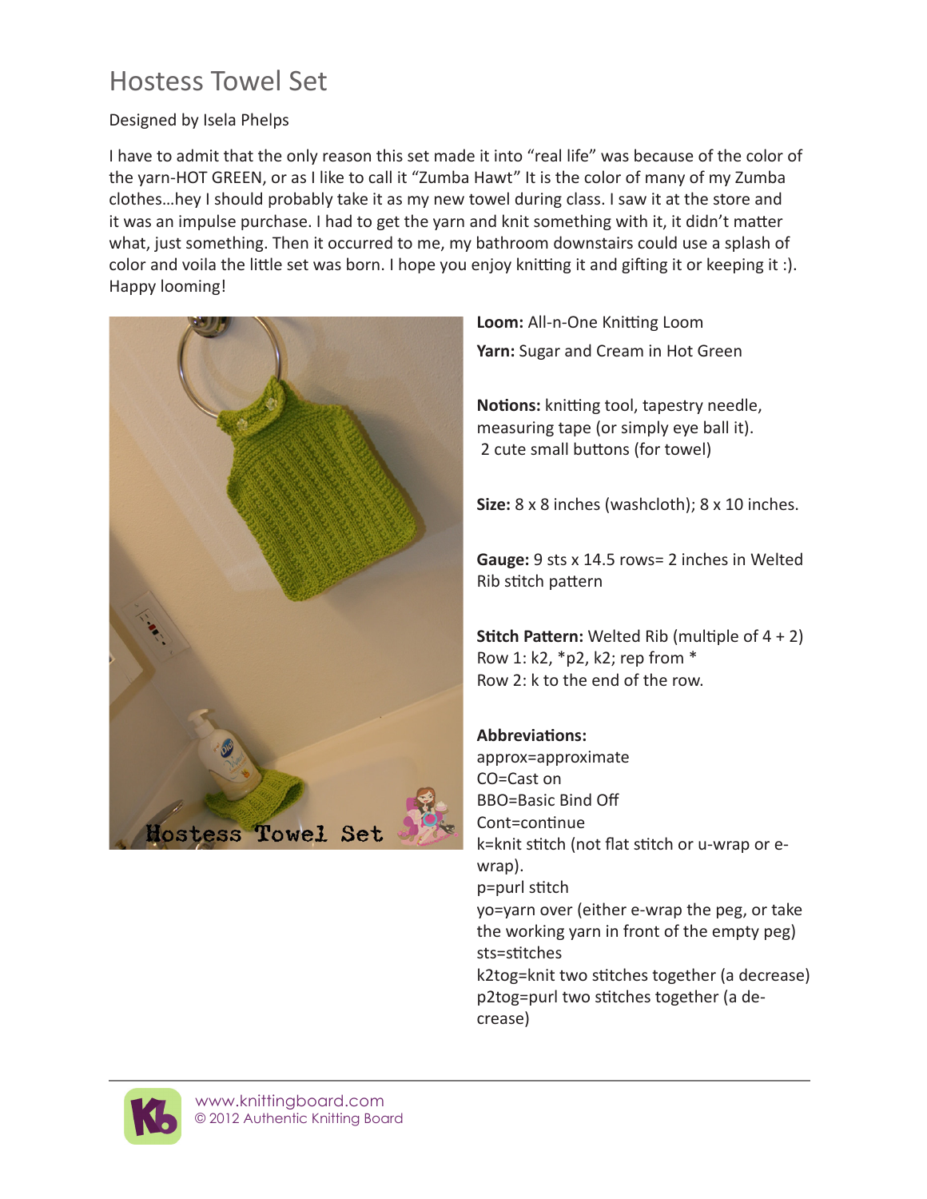# Hostess Towel Set

Designed by Isela Phelps

I have to admit that the only reason this set made it into "real life" was because of the color of the yarn-HOT GREEN, or as I like to call it "Zumba Hawt" It is the color of many of my Zumba clothes…hey I should probably take it as my new towel during class. I saw it at the store and it was an impulse purchase. I had to get the yarn and knit something with it, it didn't matter what, just something. Then it occurred to me, my bathroom downstairs could use a splash of color and voila the little set was born. I hope you enjoy knitting it and gifting it or keeping it :). Happy looming!

**Loom:** All-n-One Knitting Loom

**Yarn:** Sugar and Cream in Hot Green

**Notions:** knitting tool, tapestry needle, measuring tape (or simply eye ball it). 2 cute small buttons (for towel)

**Size:** 8 x 8 inches (washcloth); 8 x 10 inches.

**Gauge:** 9 sts x 14.5 rows= 2 inches in Welted Rib stitch pattern

**Stitch Pattern:** Welted Rib (multiple of 4 + 2)
Row 1: k2, *p2, k2; rep from *
Row 2: k to the end of the row.

**Abbreviations:**
approx=approximate
CO=Cast on
BBO=Basic Bind Off
Cont=continue
k=knit stitch (not flat stitch or u-wrap or e-wrap).
p=purl stitch
yo=yarn over (either e-wrap the peg, or take the working yarn in front of the empty peg)
sts=stitches
k2tog=knit two stitches together (a decrease)
p2tog=purl two stitches together (a decrease)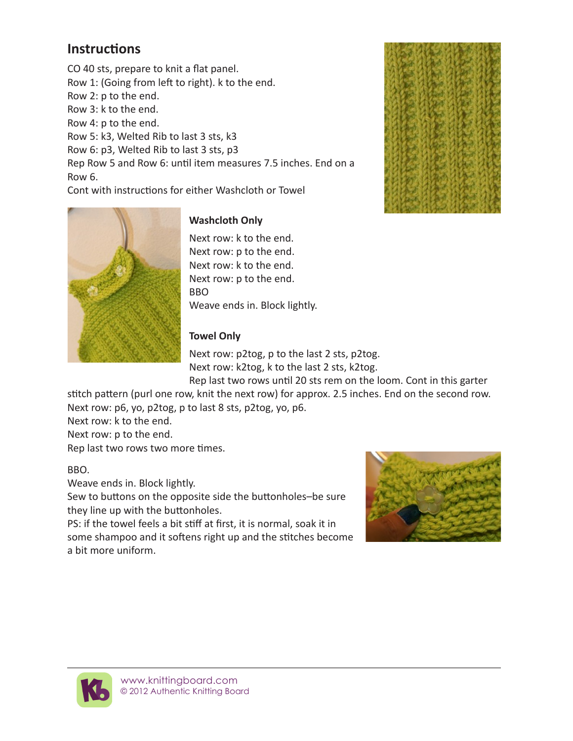## Instructions

CO 40 sts, prepare to knit a flat panel.
Row 1: (Going from left to right). k to the end.
Row 2: p to the end.
Row 3: k to the end.
Row 4: p to the end.
Row 5: k3, Welted Rib to last 3 sts, k3
Row 6: p3, Welted Rib to last 3 sts, p3
Rep Row 5 and Row 6: until item measures 7.5 inches. End on a Row 6.
Cont with instructions for either Washcloth or Towel

### Washcloth Only

Next row: k to the end.
Next row: p to the end.
Next row: k to the end.
Next row: p to the end.
BBO
Weave ends in. Block lightly.

### Towel Only

Next row: p2tog, p to the last 2 sts, p2tog.
Next row: k2tog, k to the last 2 sts, k2tog.
Rep last two rows until 20 sts rem on the loom. Cont in this garter stitch pattern (purl one row, knit the next row) for approx. 2.5 inches. End on the second row.
Next row: p6, yo, p2tog, p to last 8 sts, p2tog, yo, p6.
Next row: k to the end.
Next row: p to the end.
Rep last two rows two more times.

BBO.
Weave ends in. Block lightly.
Sew to buttons on the opposite side the buttonholes–be sure they line up with the buttonholes.
PS: if the towel feels a bit stiff at first, it is normal, soak it in some shampoo and it softens right up and the stitches become a bit more uniform.

www.knittingboard.com
© 2012 Authentic Knitting Board